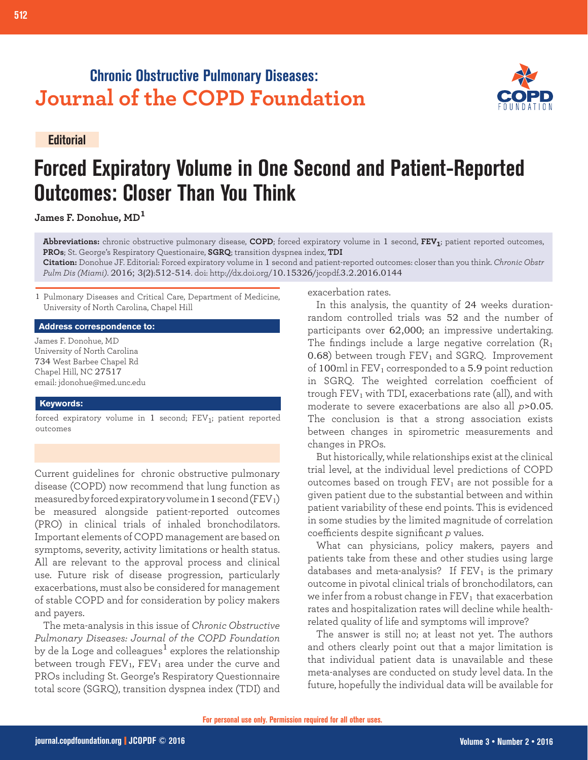**Chronic Obstructive Pulmonary Diseases:**
**Journal of the COPD Foundation**

**Editorial**

# Forced Expiratory Volume in One Second and Patient-Reported Outcomes: Closer Than You Think

**James F. Donohue, MD[1]**

**Abbreviations:** chronic obstructive pulmonary disease, **COPD**; forced expiratory volume in 1 second, **$FEV_1$**; patient reported outcomes, **PROs**; St. George's Respiratory Questionaire, **SGRQ**; transition dyspnea index, **TDI**

**Citation:** Donohue JF. Editorial: Forced expiratory volume in 1 second and patient-reported outcomes: closer than you think. *Chronic Obstr Pulm Dis (Miami)*. 2016; 3(2):512-514. doi: http://dx.doi.org/10.15326/jcopdf.3.2.2016.0144

1 Pulmonary Diseases and Critical Care, Department of Medicine, University of North Carolina, Chapel Hill

**Address correspondence to:**

James F. Donohue, MD
University of North Carolina
734 West Barbee Chapel Rd
Chapel Hill, NC 27517
email: jdonohue@med.unc.edu

**Keywords:**

forced expiratory volume in 1 second; $FEV_1$; patient reported outcomes

Current guidelines for chronic obstructive pulmonary disease (COPD) now recommend that lung function as measured by forced expiratory volume in 1 second ($FEV_1$) be measured alongside patient-reported outcomes (PRO) in clinical trials of inhaled bronchodilators. Important elements of COPD management are based on symptoms, severity, activity limitations or health status. All are relevant to the approval process and clinical use. Future risk of disease progression, particularly exacerbations, must also be considered for management of stable COPD and for consideration by policy makers and payers.

The meta-analysis in this issue of *Chronic Obstructive Pulmonary Diseases: Journal of the COPD Foundation* by de la Loge and colleagues[1] explores the relationship between trough $FEV_1$, $FEV_1$ area under the curve and PROs including St. George's Respiratory Questionnaire total score (SGRQ), transition dyspnea index (TDI) and exacerbation rates.

In this analysis, the quantity of 24 weeks duration-random controlled trials was 52 and the number of participants over 62,000; an impressive undertaking. The findings include a large negative correlation ($R_1$ 0.68) between trough $FEV_1$ and SGRQ. Improvement of 100ml in $FEV_1$ corresponded to a 5.9 point reduction in SGRQ. The weighted correlation coefficient of trough $FEV_1$ with TDI, exacerbations rate (all), and with moderate to severe exacerbations are also all $p>0.05$. The conclusion is that a strong association exists between changes in spirometric measurements and changes in PROs.

But historically, while relationships exist at the clinical trial level, at the individual level predictions of COPD outcomes based on trough $FEV_1$ are not possible for a given patient due to the substantial between and within patient variability of these end points. This is evidenced in some studies by the limited magnitude of correlation coefficients despite significant $p$ values.

What can physicians, policy makers, payers and patients take from these and other studies using large databases and meta-analysis? If $FEV_1$ is the primary outcome in pivotal clinical trials of bronchodilators, can we infer from a robust change in $FEV_1$ that exacerbation rates and hospitalization rates will decline while health-related quality of life and symptoms will improve?

The answer is still no; at least not yet. The authors and others clearly point out that a major limitation is that individual patient data is unavailable and these meta-analyses are conducted on study level data. In the future, hopefully the individual data will be available for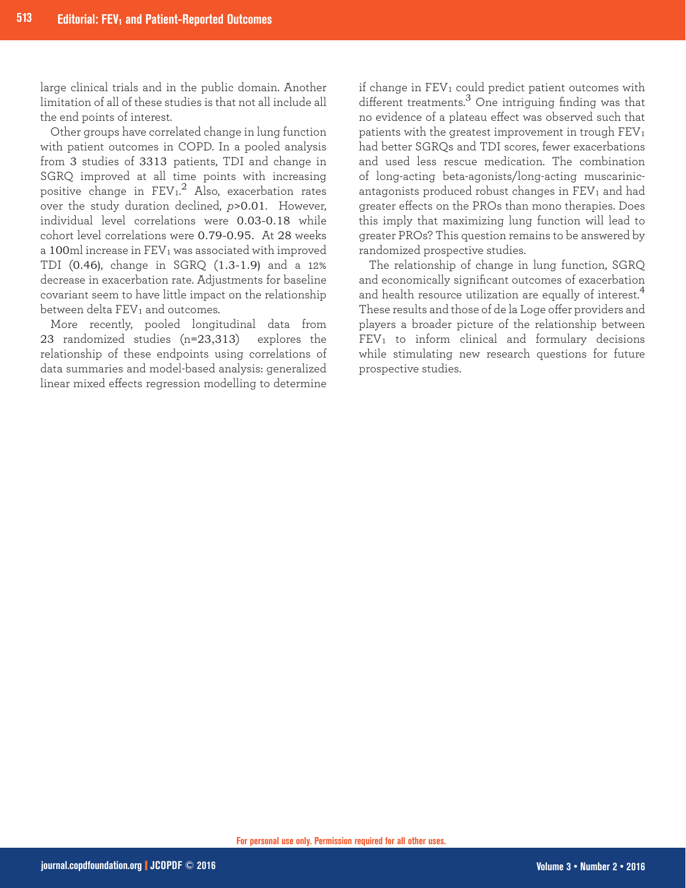large clinical trials and in the public domain. Another limitation of all of these studies is that not all include all the end points of interest.

Other groups have correlated change in lung function with patient outcomes in COPD. In a pooled analysis from 3 studies of 3313 patients, TDI and change in SGRQ improved at all time points with increasing positive change in $FEV_1$.[2] Also, exacerbation rates over the study duration declined, $p>0.01$. However, individual level correlations were 0.03-0.18 while cohort level correlations were 0.79-0.95. At 28 weeks a 100ml increase in $FEV_1$ was associated with improved TDI (0.46), change in SGRQ (1.3-1.9) and a 12% decrease in exacerbation rate. Adjustments for baseline covariant seem to have little impact on the relationship between delta $FEV_1$ and outcomes.

More recently, pooled longitudinal data from 23 randomized studies (n=23,313) explores the relationship of these endpoints using correlations of data summaries and model-based analysis: generalized linear mixed effects regression modelling to determine if change in $FEV_1$ could predict patient outcomes with different treatments.[3] One intriguing finding was that no evidence of a plateau effect was observed such that patients with the greatest improvement in trough $FEV_1$ had better SGRQs and TDI scores, fewer exacerbations and used less rescue medication. The combination of long-acting beta-agonists/long-acting muscarinic-antagonists produced robust changes in $FEV_1$ and had greater effects on the PROs than mono therapies. Does this imply that maximizing lung function will lead to greater PROs? This question remains to be answered by randomized prospective studies.

The relationship of change in lung function, SGRQ and economically significant outcomes of exacerbation and health resource utilization are equally of interest.[4] These results and those of de la Loge offer providers and players a broader picture of the relationship between $FEV_1$ to inform clinical and formulary decisions while stimulating new research questions for future prospective studies.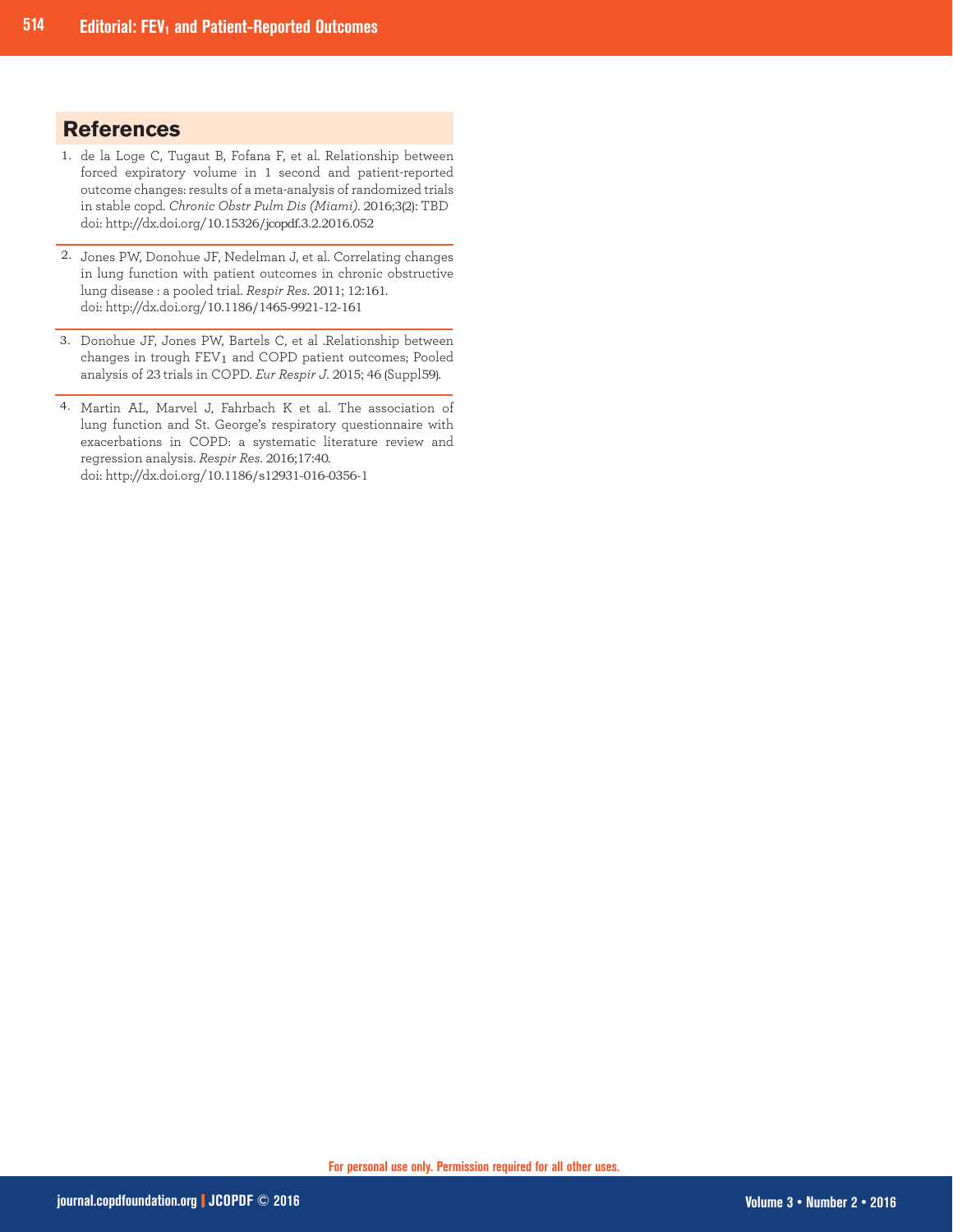## References

1. de la Loge C, Tugaut B, Fofana F, et al. Relationship between forced expiratory volume in 1 second and patient-reported outcome changes: results of a meta-analysis of randomized trials in stable copd. *Chronic Obstr Pulm Dis (Miami)*. 2016;3(2): TBD doi: http://dx.doi.org/10.15326/jcopdf.3.2.2016.052

2. Jones PW, Donohue JF, Nedelman J, et al. Correlating changes in lung function with patient outcomes in chronic obstructive lung disease : a pooled trial. *Respir Res*. 2011; 12:161. doi: http://dx.doi.org/10.1186/1465-9921-12-161

3. Donohue JF, Jones PW, Bartels C, et al .Relationship between changes in trough $FEV_1$ and COPD patient outcomes; Pooled analysis of 23 trials in COPD. *Eur Respir J*. 2015; 46 (Suppl59).

4. Martin AL, Marvel J, Fahrbach K et al. The association of lung function and St. George's respiratory questionnaire with exacerbations in COPD: a systematic literature review and regression analysis. *Respir Res*. 2016;17:40. doi: http://dx.doi.org/10.1186/s12931-016-0356-1

For personal use only. Permission required for all other uses.